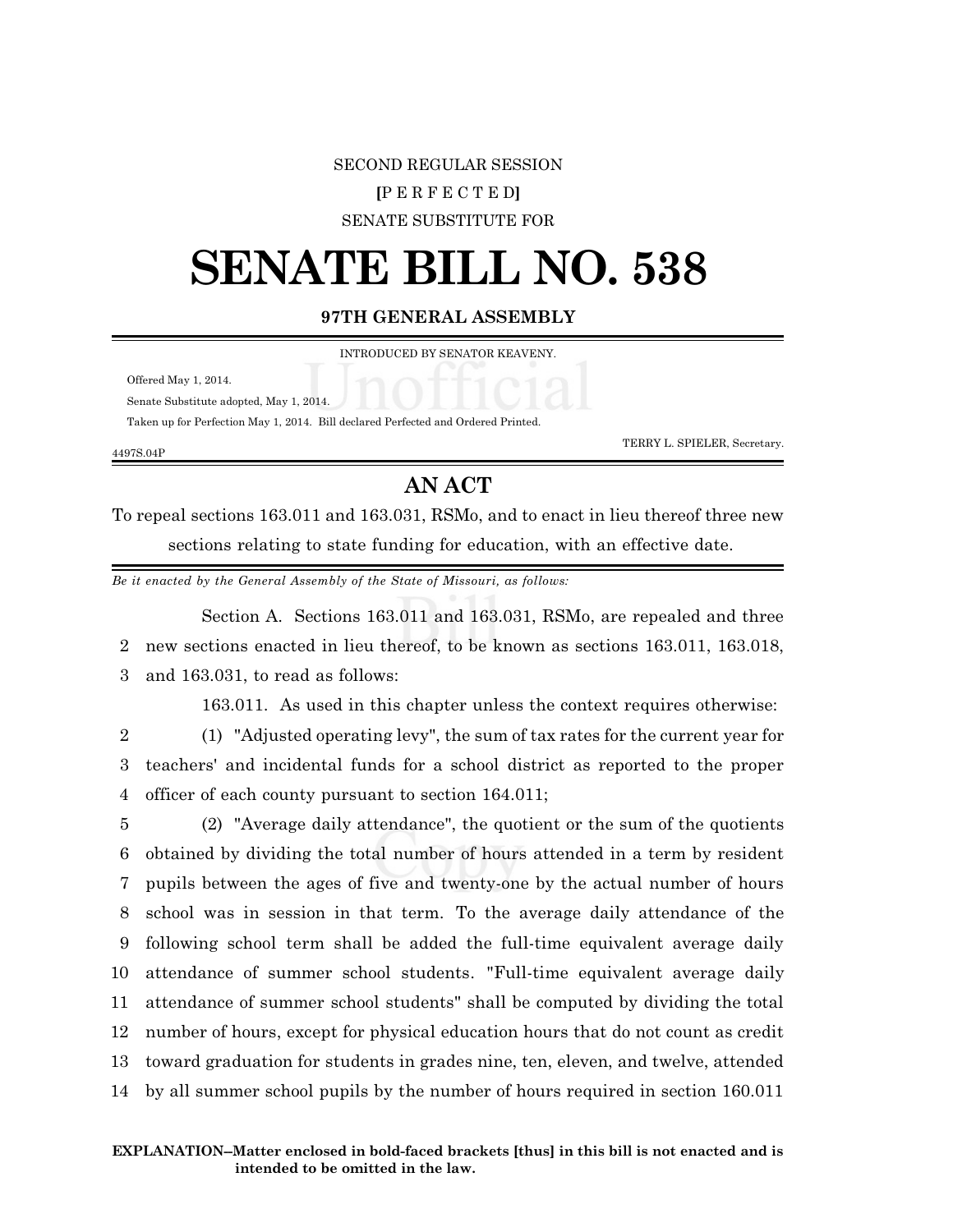SECOND REGULAR SESSION

[P E R F E C T E D]

SENATE SUBSTITUTE FOR

# SENATE BILL NO. 538

**97TH GENERAL ASSEMBLY**

INTRODUCED BY SENATOR KEAVENY.

Offered May 1, 2014.

Senate Substitute adopted, May 1, 2014.

Taken up for Perfection May 1, 2014. Bill declared Perfected and Ordered Printed.

TERRY L. SPIELER, Secretary.

4497S.04P

## AN ACT

To repeal sections 163.011 and 163.031, RSMo, and to enact in lieu thereof three new sections relating to state funding for education, with an effective date.

*Be it enacted by the General Assembly of the State of Missouri, as follows:*

Section A. Sections 163.011 and 163.031, RSMo, are repealed and three
2 new sections enacted in lieu thereof, to be known as sections 163.011, 163.018,
3 and 163.031, to read as follows:

163.011. As used in this chapter unless the context requires otherwise:
2 (1) "Adjusted operating levy", the sum of tax rates for the current year for
3 teachers' and incidental funds for a school district as reported to the proper
4 officer of each county pursuant to section 164.011;
5 (2) "Average daily attendance", the quotient or the sum of the quotients
6 obtained by dividing the total number of hours attended in a term by resident
7 pupils between the ages of five and twenty-one by the actual number of hours
8 school was in session in that term. To the average daily attendance of the
9 following school term shall be added the full-time equivalent average daily
10 attendance of summer school students. "Full-time equivalent average daily
11 attendance of summer school students" shall be computed by dividing the total
12 number of hours, except for physical education hours that do not count as credit
13 toward graduation for students in grades nine, ten, eleven, and twelve, attended
14 by all summer school pupils by the number of hours required in section 160.011

**EXPLANATION–Matter enclosed in bold-faced brackets [thus] in this bill is not enacted and is intended to be omitted in the law.**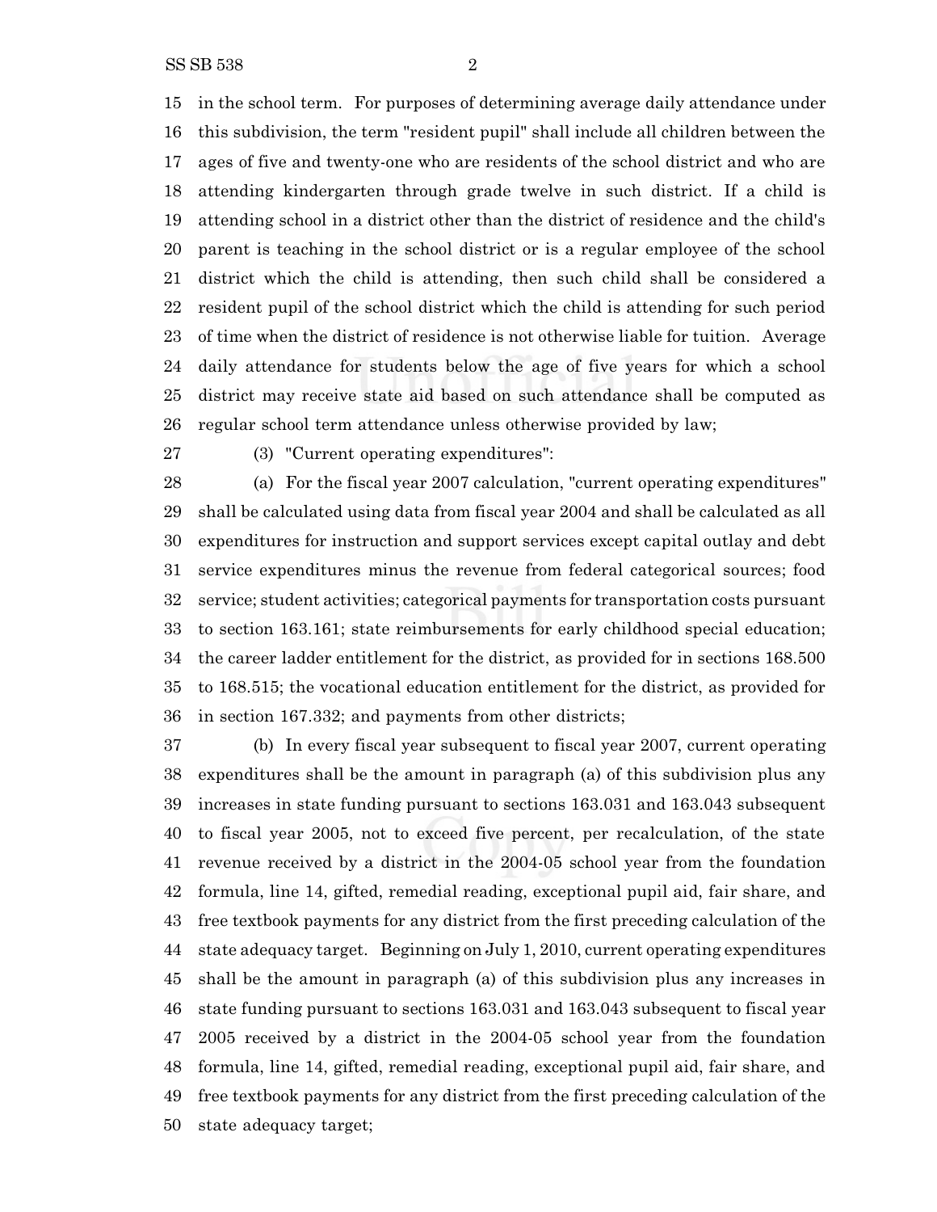in the school term. For purposes of determining average daily attendance under this subdivision, the term "resident pupil" shall include all children between the ages of five and twenty-one who are residents of the school district and who are attending kindergarten through grade twelve in such district. If a child is attending school in a district other than the district of residence and the child's parent is teaching in the school district or is a regular employee of the school district which the child is attending, then such child shall be considered a resident pupil of the school district which the child is attending for such period of time when the district of residence is not otherwise liable for tuition. Average daily attendance for students below the age of five years for which a school district may receive state aid based on such attendance shall be computed as regular school term attendance unless otherwise provided by law;

(3) "Current operating expenditures":

(a) For the fiscal year 2007 calculation, "current operating expenditures" shall be calculated using data from fiscal year 2004 and shall be calculated as all expenditures for instruction and support services except capital outlay and debt service expenditures minus the revenue from federal categorical sources; food service; student activities; categorical payments for transportation costs pursuant to section 163.161; state reimbursements for early childhood special education; the career ladder entitlement for the district, as provided for in sections 168.500 to 168.515; the vocational education entitlement for the district, as provided for in section 167.332; and payments from other districts;

(b) In every fiscal year subsequent to fiscal year 2007, current operating expenditures shall be the amount in paragraph (a) of this subdivision plus any increases in state funding pursuant to sections 163.031 and 163.043 subsequent to fiscal year 2005, not to exceed five percent, per recalculation, of the state revenue received by a district in the 2004-05 school year from the foundation formula, line 14, gifted, remedial reading, exceptional pupil aid, fair share, and free textbook payments for any district from the first preceding calculation of the state adequacy target. Beginning on July 1, 2010, current operating expenditures shall be the amount in paragraph (a) of this subdivision plus any increases in state funding pursuant to sections 163.031 and 163.043 subsequent to fiscal year 2005 received by a district in the 2004-05 school year from the foundation formula, line 14, gifted, remedial reading, exceptional pupil aid, fair share, and free textbook payments for any district from the first preceding calculation of the state adequacy target;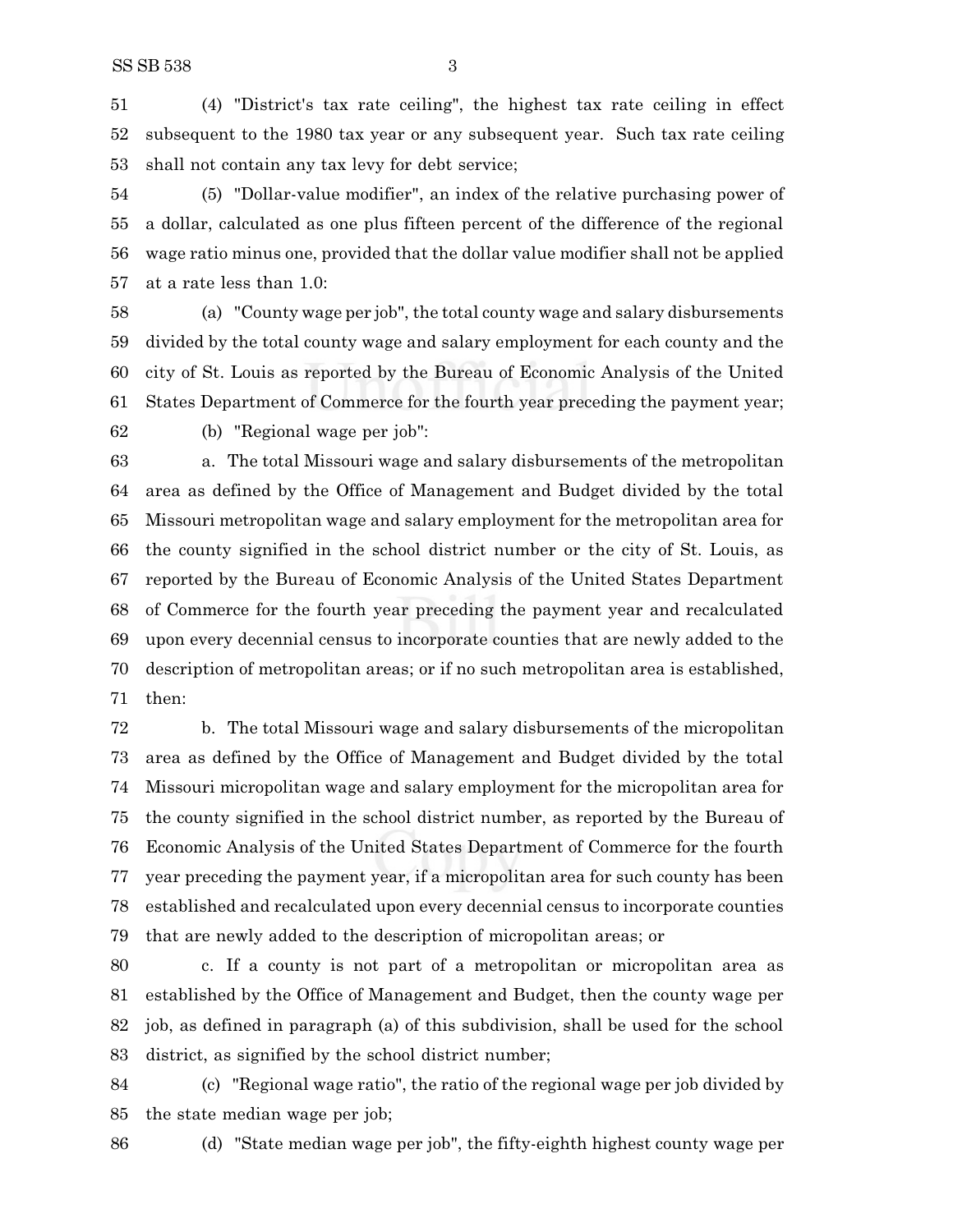(4) "District's tax rate ceiling", the highest tax rate ceiling in effect subsequent to the 1980 tax year or any subsequent year. Such tax rate ceiling shall not contain any tax levy for debt service;

(5) "Dollar-value modifier", an index of the relative purchasing power of a dollar, calculated as one plus fifteen percent of the difference of the regional wage ratio minus one, provided that the dollar value modifier shall not be applied at a rate less than 1.0:

(a) "County wage per job", the total county wage and salary disbursements divided by the total county wage and salary employment for each county and the city of St. Louis as reported by the Bureau of Economic Analysis of the United States Department of Commerce for the fourth year preceding the payment year;

(b) "Regional wage per job":

a. The total Missouri wage and salary disbursements of the metropolitan area as defined by the Office of Management and Budget divided by the total Missouri metropolitan wage and salary employment for the metropolitan area for the county signified in the school district number or the city of St. Louis, as reported by the Bureau of Economic Analysis of the United States Department of Commerce for the fourth year preceding the payment year and recalculated upon every decennial census to incorporate counties that are newly added to the description of metropolitan areas; or if no such metropolitan area is established, then:

b. The total Missouri wage and salary disbursements of the micropolitan area as defined by the Office of Management and Budget divided by the total Missouri micropolitan wage and salary employment for the micropolitan area for the county signified in the school district number, as reported by the Bureau of Economic Analysis of the United States Department of Commerce for the fourth year preceding the payment year, if a micropolitan area for such county has been established and recalculated upon every decennial census to incorporate counties that are newly added to the description of micropolitan areas; or

c. If a county is not part of a metropolitan or micropolitan area as established by the Office of Management and Budget, then the county wage per job, as defined in paragraph (a) of this subdivision, shall be used for the school district, as signified by the school district number;

(c) "Regional wage ratio", the ratio of the regional wage per job divided by the state median wage per job;

(d) "State median wage per job", the fifty-eighth highest county wage per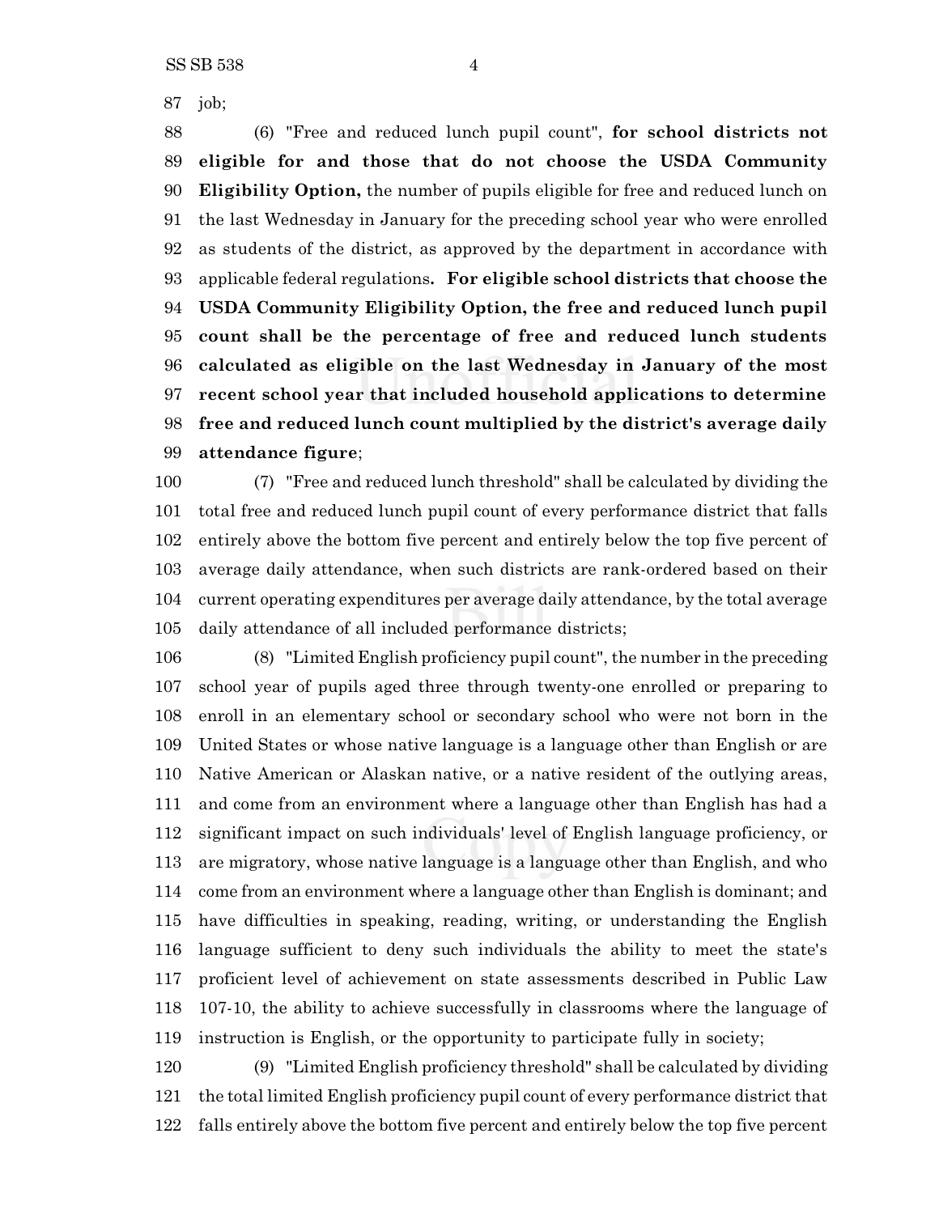job;

(6) "Free and reduced lunch pupil count", **for school districts not eligible for and those that do not choose the USDA Community Eligibility Option,** the number of pupils eligible for free and reduced lunch on the last Wednesday in January for the preceding school year who were enrolled as students of the district, as approved by the department in accordance with applicable federal regulations**. For eligible school districts that choose the USDA Community Eligibility Option, the free and reduced lunch pupil count shall be the percentage of free and reduced lunch students calculated as eligible on the last Wednesday in January of the most recent school year that included household applications to determine free and reduced lunch count multiplied by the district's average daily attendance figure**;

(7) "Free and reduced lunch threshold" shall be calculated by dividing the total free and reduced lunch pupil count of every performance district that falls entirely above the bottom five percent and entirely below the top five percent of average daily attendance, when such districts are rank-ordered based on their current operating expenditures per average daily attendance, by the total average daily attendance of all included performance districts;

(8) "Limited English proficiency pupil count", the number in the preceding school year of pupils aged three through twenty-one enrolled or preparing to enroll in an elementary school or secondary school who were not born in the United States or whose native language is a language other than English or are Native American or Alaskan native, or a native resident of the outlying areas, and come from an environment where a language other than English has had a significant impact on such individuals' level of English language proficiency, or are migratory, whose native language is a language other than English, and who come from an environment where a language other than English is dominant; and have difficulties in speaking, reading, writing, or understanding the English language sufficient to deny such individuals the ability to meet the state's proficient level of achievement on state assessments described in Public Law 107-10, the ability to achieve successfully in classrooms where the language of instruction is English, or the opportunity to participate fully in society;

(9) "Limited English proficiency threshold" shall be calculated by dividing the total limited English proficiency pupil count of every performance district that falls entirely above the bottom five percent and entirely below the top five percent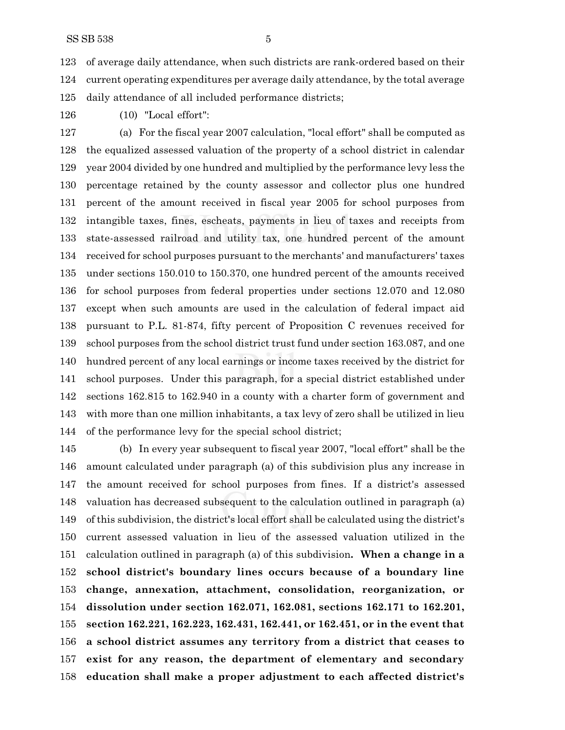of average daily attendance, when such districts are rank-ordered based on their current operating expenditures per average daily attendance, by the total average daily attendance of all included performance districts;

(10) "Local effort":

(a) For the fiscal year 2007 calculation, "local effort" shall be computed as the equalized assessed valuation of the property of a school district in calendar year 2004 divided by one hundred and multiplied by the performance levy less the percentage retained by the county assessor and collector plus one hundred percent of the amount received in fiscal year 2005 for school purposes from intangible taxes, fines, escheats, payments in lieu of taxes and receipts from state-assessed railroad and utility tax, one hundred percent of the amount received for school purposes pursuant to the merchants' and manufacturers' taxes under sections 150.010 to 150.370, one hundred percent of the amounts received for school purposes from federal properties under sections 12.070 and 12.080 except when such amounts are used in the calculation of federal impact aid pursuant to P.L. 81-874, fifty percent of Proposition C revenues received for school purposes from the school district trust fund under section 163.087, and one hundred percent of any local earnings or income taxes received by the district for school purposes. Under this paragraph, for a special district established under sections 162.815 to 162.940 in a county with a charter form of government and with more than one million inhabitants, a tax levy of zero shall be utilized in lieu of the performance levy for the special school district;

(b) In every year subsequent to fiscal year 2007, "local effort" shall be the amount calculated under paragraph (a) of this subdivision plus any increase in the amount received for school purposes from fines. If a district's assessed valuation has decreased subsequent to the calculation outlined in paragraph (a) of this subdivision, the district's local effort shall be calculated using the district's current assessed valuation in lieu of the assessed valuation utilized in the calculation outlined in paragraph (a) of this subdivision**. When a change in a school district's boundary lines occurs because of a boundary line change, annexation, attachment, consolidation, reorganization, or dissolution under section 162.071, 162.081, sections 162.171 to 162.201, section 162.221, 162.223, 162.431, 162.441, or 162.451, or in the event that a school district assumes any territory from a district that ceases to exist for any reason, the department of elementary and secondary education shall make a proper adjustment to each affected district's**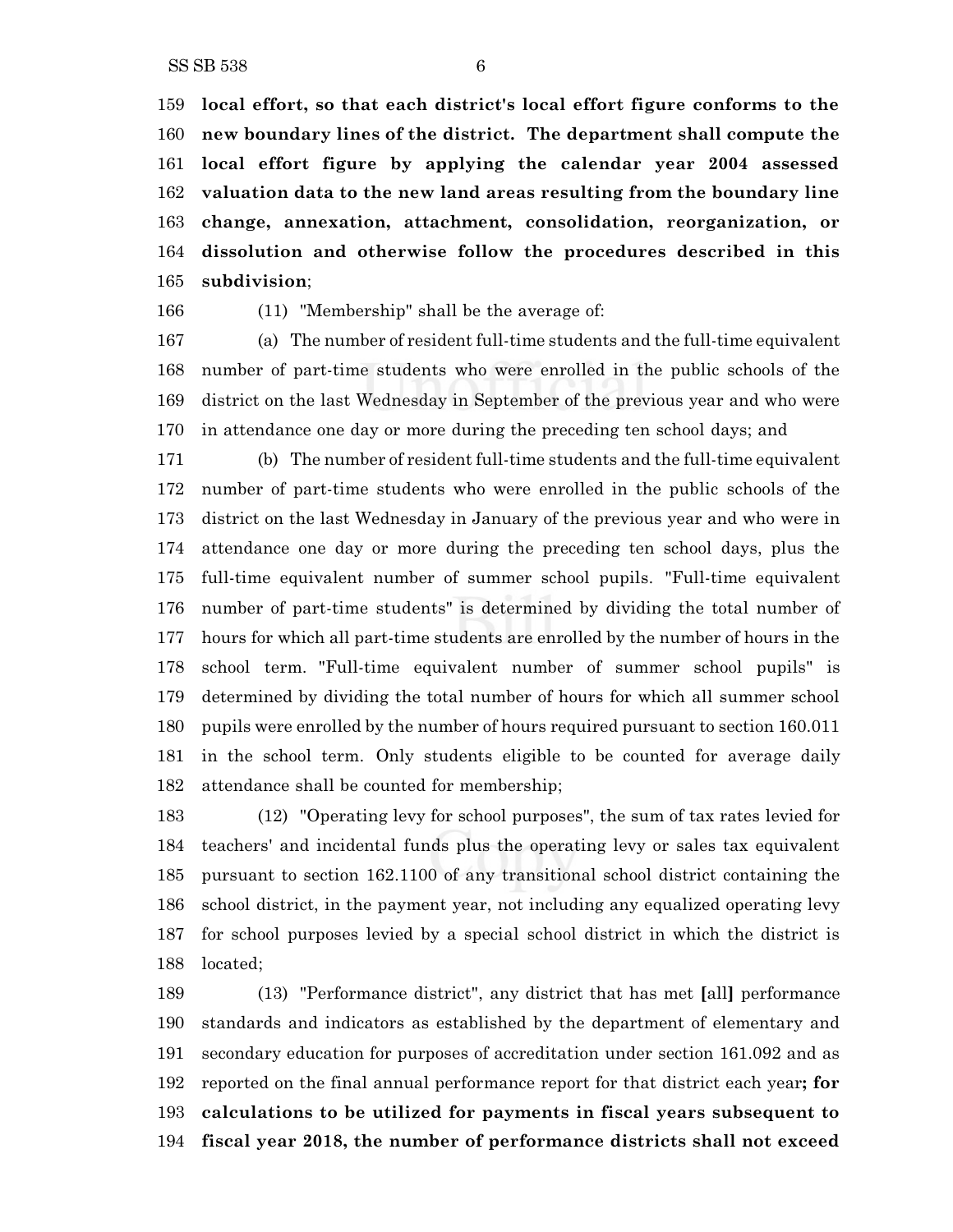159 **local effort, so that each district's local effort figure conforms to the**
160 **new boundary lines of the district. The department shall compute the**
161 **local effort figure by applying the calendar year 2004 assessed**
162 **valuation data to the new land areas resulting from the boundary line**
163 **change, annexation, attachment, consolidation, reorganization, or**
164 **dissolution and otherwise follow the procedures described in this**
165 **subdivision**;

166 (11) "Membership" shall be the average of:

167 (a) The number of resident full-time students and the full-time equivalent
168 number of part-time students who were enrolled in the public schools of the
169 district on the last Wednesday in September of the previous year and who were
170 in attendance one day or more during the preceding ten school days; and

171 (b) The number of resident full-time students and the full-time equivalent
172 number of part-time students who were enrolled in the public schools of the
173 district on the last Wednesday in January of the previous year and who were in
174 attendance one day or more during the preceding ten school days, plus the
175 full-time equivalent number of summer school pupils. "Full-time equivalent
176 number of part-time students" is determined by dividing the total number of
177 hours for which all part-time students are enrolled by the number of hours in the
178 school term. "Full-time equivalent number of summer school pupils" is
179 determined by dividing the total number of hours for which all summer school
180 pupils were enrolled by the number of hours required pursuant to section 160.011
181 in the school term. Only students eligible to be counted for average daily
182 attendance shall be counted for membership;

183 (12) "Operating levy for school purposes", the sum of tax rates levied for
184 teachers' and incidental funds plus the operating levy or sales tax equivalent
185 pursuant to section 162.1100 of any transitional school district containing the
186 school district, in the payment year, not including any equalized operating levy
187 for school purposes levied by a special school district in which the district is
188 located;

189 (13) "Performance district", any district that has met **[**all**]** performance
190 standards and indicators as established by the department of elementary and
191 secondary education for purposes of accreditation under section 161.092 and as
192 reported on the final annual performance report for that district each year**; for**
193 **calculations to be utilized for payments in fiscal years subsequent to**
194 **fiscal year 2018, the number of performance districts shall not exceed**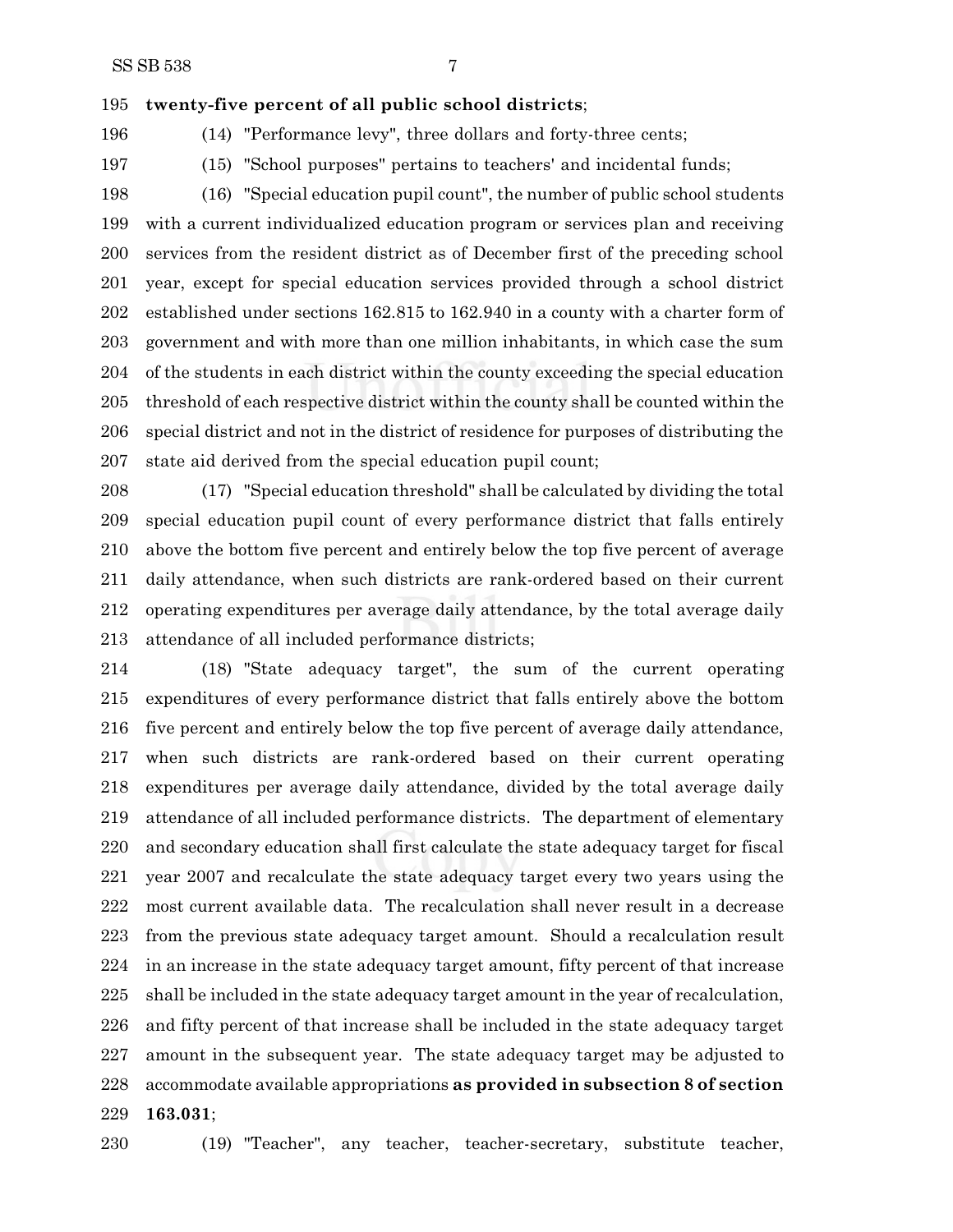**twenty-five percent of all public school districts**;

(14) "Performance levy", three dollars and forty-three cents;

(15) "School purposes" pertains to teachers' and incidental funds;

(16) "Special education pupil count", the number of public school students with a current individualized education program or services plan and receiving services from the resident district as of December first of the preceding school year, except for special education services provided through a school district established under sections 162.815 to 162.940 in a county with a charter form of government and with more than one million inhabitants, in which case the sum of the students in each district within the county exceeding the special education threshold of each respective district within the county shall be counted within the special district and not in the district of residence for purposes of distributing the state aid derived from the special education pupil count;

(17) "Special education threshold" shall be calculated by dividing the total special education pupil count of every performance district that falls entirely above the bottom five percent and entirely below the top five percent of average daily attendance, when such districts are rank-ordered based on their current operating expenditures per average daily attendance, by the total average daily attendance of all included performance districts;

(18) "State adequacy target", the sum of the current operating expenditures of every performance district that falls entirely above the bottom five percent and entirely below the top five percent of average daily attendance, when such districts are rank-ordered based on their current operating expenditures per average daily attendance, divided by the total average daily attendance of all included performance districts. The department of elementary and secondary education shall first calculate the state adequacy target for fiscal year 2007 and recalculate the state adequacy target every two years using the most current available data. The recalculation shall never result in a decrease from the previous state adequacy target amount. Should a recalculation result in an increase in the state adequacy target amount, fifty percent of that increase shall be included in the state adequacy target amount in the year of recalculation, and fifty percent of that increase shall be included in the state adequacy target amount in the subsequent year. The state adequacy target may be adjusted to accommodate available appropriations **as provided in subsection 8 of section 163.031**;

(19) "Teacher", any teacher, teacher-secretary, substitute teacher,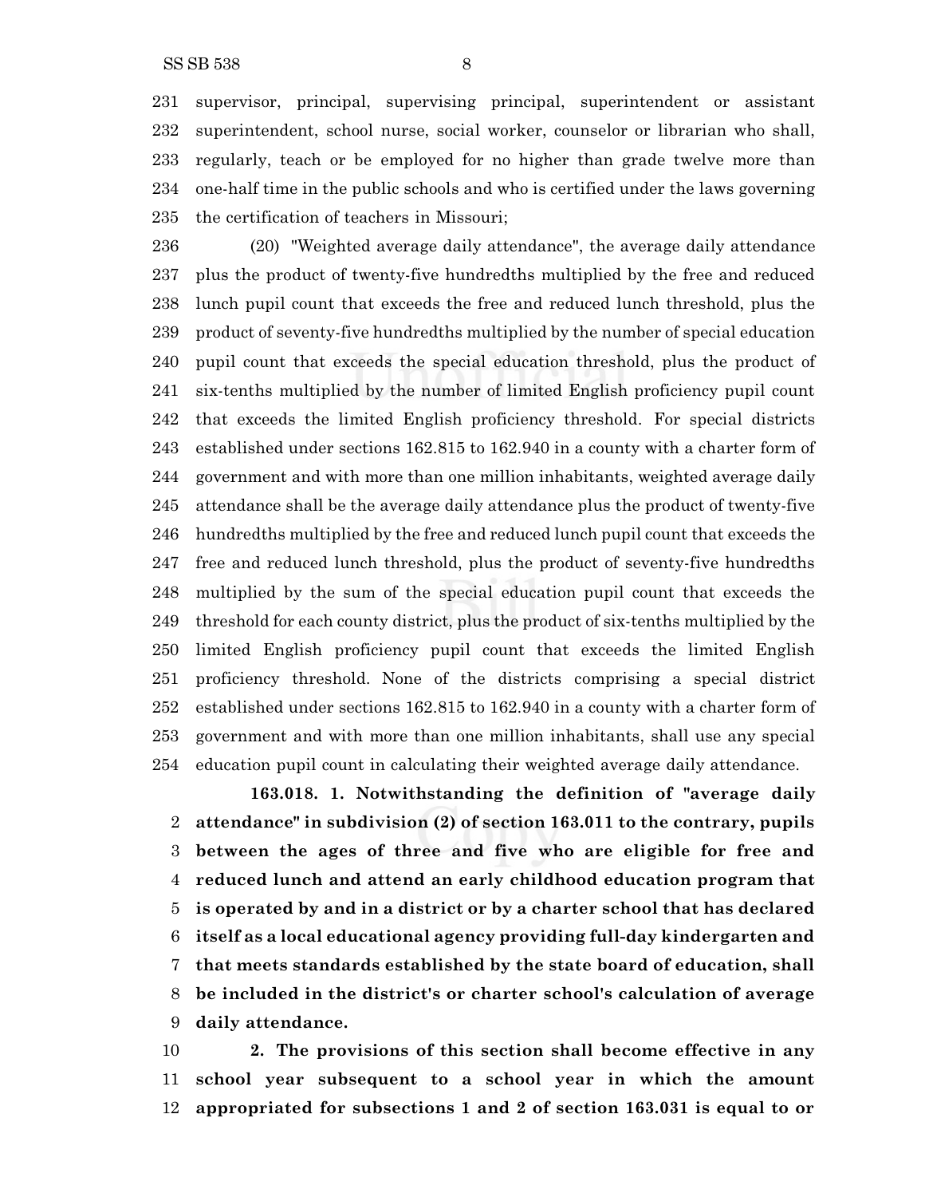supervisor, principal, supervising principal, superintendent or assistant superintendent, school nurse, social worker, counselor or librarian who shall, regularly, teach or be employed for no higher than grade twelve more than one-half time in the public schools and who is certified under the laws governing the certification of teachers in Missouri;

(20) "Weighted average daily attendance", the average daily attendance plus the product of twenty-five hundredths multiplied by the free and reduced lunch pupil count that exceeds the free and reduced lunch threshold, plus the product of seventy-five hundredths multiplied by the number of special education pupil count that exceeds the special education threshold, plus the product of six-tenths multiplied by the number of limited English proficiency pupil count that exceeds the limited English proficiency threshold. For special districts established under sections 162.815 to 162.940 in a county with a charter form of government and with more than one million inhabitants, weighted average daily attendance shall be the average daily attendance plus the product of twenty-five hundredths multiplied by the free and reduced lunch pupil count that exceeds the free and reduced lunch threshold, plus the product of seventy-five hundredths multiplied by the sum of the special education pupil count that exceeds the threshold for each county district, plus the product of six-tenths multiplied by the limited English proficiency pupil count that exceeds the limited English proficiency threshold. None of the districts comprising a special district established under sections 162.815 to 162.940 in a county with a charter form of government and with more than one million inhabitants, shall use any special education pupil count in calculating their weighted average daily attendance.

**163.018. 1. Notwithstanding the definition of "average daily attendance" in subdivision (2) of section 163.011 to the contrary, pupils between the ages of three and five who are eligible for free and reduced lunch and attend an early childhood education program that is operated by and in a district or by a charter school that has declared itself as a local educational agency providing full-day kindergarten and that meets standards established by the state board of education, shall be included in the district's or charter school's calculation of average daily attendance.**

**2. The provisions of this section shall become effective in any school year subsequent to a school year in which the amount appropriated for subsections 1 and 2 of section 163.031 is equal to or**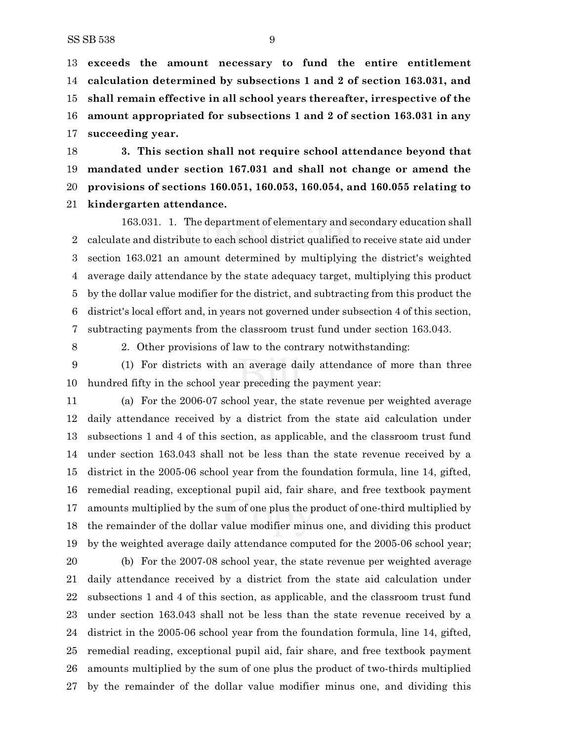**exceeds the amount necessary to fund the entire entitlement calculation determined by subsections 1 and 2 of section 163.031, and shall remain effective in all school years thereafter, irrespective of the amount appropriated for subsections 1 and 2 of section 163.031 in any succeeding year.**

**3. This section shall not require school attendance beyond that mandated under section 167.031 and shall not change or amend the provisions of sections 160.051, 160.053, 160.054, and 160.055 relating to kindergarten attendance.**

163.031. 1. The department of elementary and secondary education shall calculate and distribute to each school district qualified to receive state aid under section 163.021 an amount determined by multiplying the district's weighted average daily attendance by the state adequacy target, multiplying this product by the dollar value modifier for the district, and subtracting from this product the district's local effort and, in years not governed under subsection 4 of this section, subtracting payments from the classroom trust fund under section 163.043.

2. Other provisions of law to the contrary notwithstanding:

(1) For districts with an average daily attendance of more than three hundred fifty in the school year preceding the payment year:

(a) For the 2006-07 school year, the state revenue per weighted average daily attendance received by a district from the state aid calculation under subsections 1 and 4 of this section, as applicable, and the classroom trust fund under section 163.043 shall not be less than the state revenue received by a district in the 2005-06 school year from the foundation formula, line 14, gifted, remedial reading, exceptional pupil aid, fair share, and free textbook payment amounts multiplied by the sum of one plus the product of one-third multiplied by the remainder of the dollar value modifier minus one, and dividing this product by the weighted average daily attendance computed for the 2005-06 school year;

(b) For the 2007-08 school year, the state revenue per weighted average daily attendance received by a district from the state aid calculation under subsections 1 and 4 of this section, as applicable, and the classroom trust fund under section 163.043 shall not be less than the state revenue received by a district in the 2005-06 school year from the foundation formula, line 14, gifted, remedial reading, exceptional pupil aid, fair share, and free textbook payment amounts multiplied by the sum of one plus the product of two-thirds multiplied by the remainder of the dollar value modifier minus one, and dividing this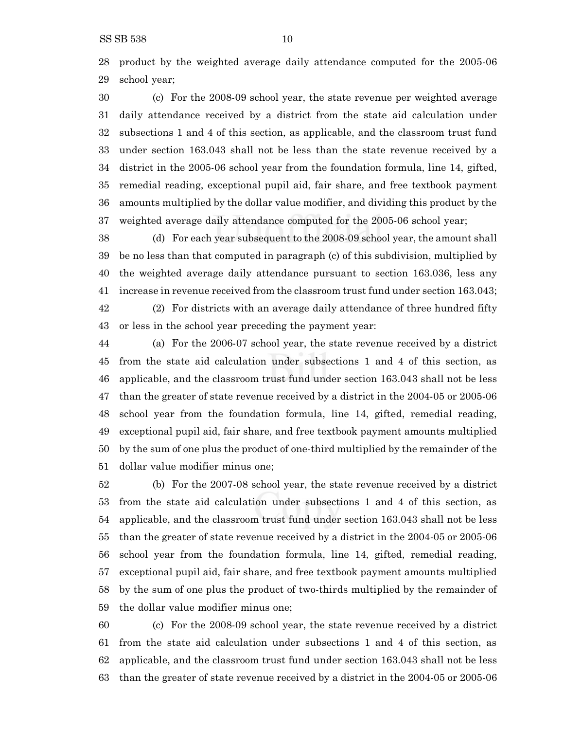product by the weighted average daily attendance computed for the 2005-06 school year;

(c) For the 2008-09 school year, the state revenue per weighted average daily attendance received by a district from the state aid calculation under subsections 1 and 4 of this section, as applicable, and the classroom trust fund under section 163.043 shall not be less than the state revenue received by a district in the 2005-06 school year from the foundation formula, line 14, gifted, remedial reading, exceptional pupil aid, fair share, and free textbook payment amounts multiplied by the dollar value modifier, and dividing this product by the weighted average daily attendance computed for the 2005-06 school year;

(d) For each year subsequent to the 2008-09 school year, the amount shall be no less than that computed in paragraph (c) of this subdivision, multiplied by the weighted average daily attendance pursuant to section 163.036, less any increase in revenue received from the classroom trust fund under section 163.043;

(2) For districts with an average daily attendance of three hundred fifty or less in the school year preceding the payment year:

(a) For the 2006-07 school year, the state revenue received by a district from the state aid calculation under subsections 1 and 4 of this section, as applicable, and the classroom trust fund under section 163.043 shall not be less than the greater of state revenue received by a district in the 2004-05 or 2005-06 school year from the foundation formula, line 14, gifted, remedial reading, exceptional pupil aid, fair share, and free textbook payment amounts multiplied by the sum of one plus the product of one-third multiplied by the remainder of the dollar value modifier minus one;

(b) For the 2007-08 school year, the state revenue received by a district from the state aid calculation under subsections 1 and 4 of this section, as applicable, and the classroom trust fund under section 163.043 shall not be less than the greater of state revenue received by a district in the 2004-05 or 2005-06 school year from the foundation formula, line 14, gifted, remedial reading, exceptional pupil aid, fair share, and free textbook payment amounts multiplied by the sum of one plus the product of two-thirds multiplied by the remainder of the dollar value modifier minus one;

(c) For the 2008-09 school year, the state revenue received by a district from the state aid calculation under subsections 1 and 4 of this section, as applicable, and the classroom trust fund under section 163.043 shall not be less than the greater of state revenue received by a district in the 2004-05 or 2005-06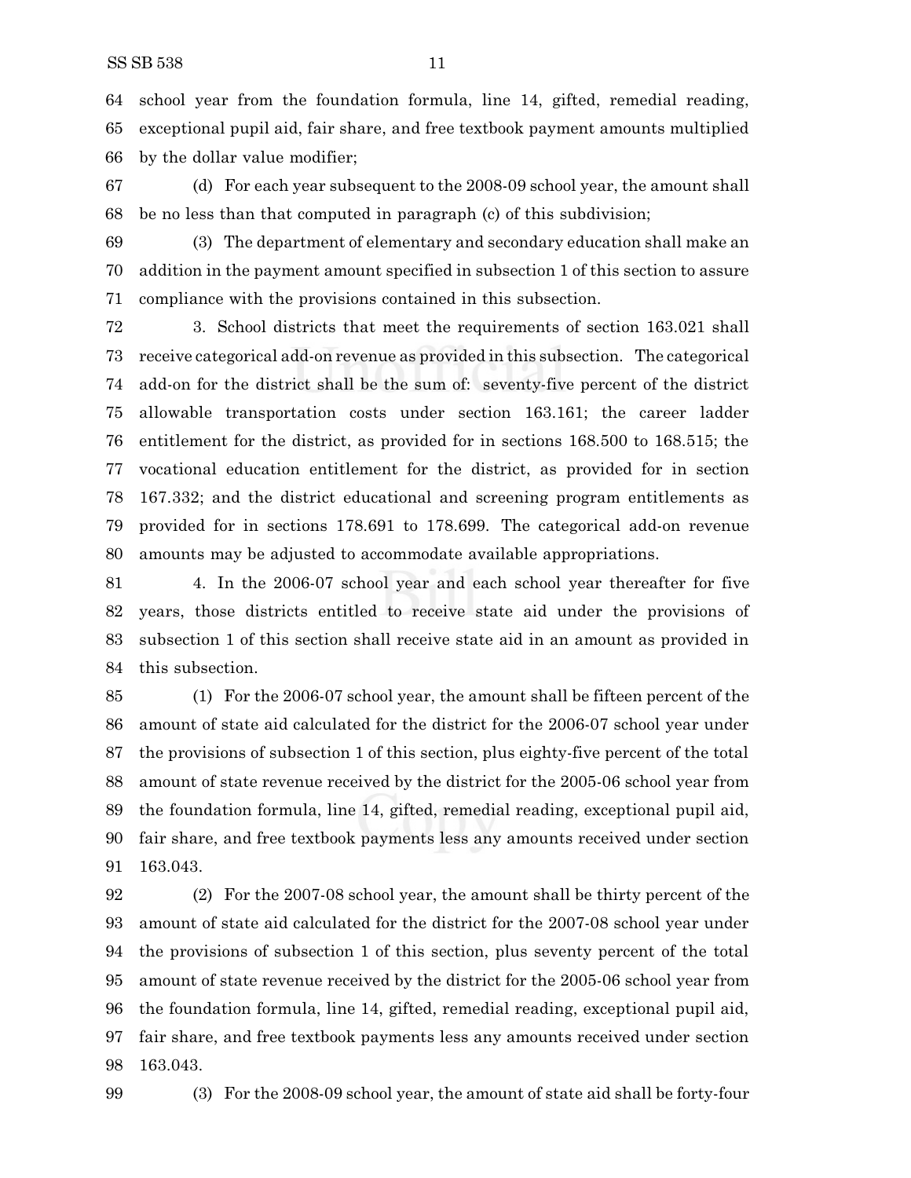school year from the foundation formula, line 14, gifted, remedial reading, exceptional pupil aid, fair share, and free textbook payment amounts multiplied by the dollar value modifier;

(d) For each year subsequent to the 2008-09 school year, the amount shall be no less than that computed in paragraph (c) of this subdivision;

(3) The department of elementary and secondary education shall make an addition in the payment amount specified in subsection 1 of this section to assure compliance with the provisions contained in this subsection.

3. School districts that meet the requirements of section 163.021 shall receive categorical add-on revenue as provided in this subsection. The categorical add-on for the district shall be the sum of: seventy-five percent of the district allowable transportation costs under section 163.161; the career ladder entitlement for the district, as provided for in sections 168.500 to 168.515; the vocational education entitlement for the district, as provided for in section 167.332; and the district educational and screening program entitlements as provided for in sections 178.691 to 178.699. The categorical add-on revenue amounts may be adjusted to accommodate available appropriations.

4. In the 2006-07 school year and each school year thereafter for five years, those districts entitled to receive state aid under the provisions of subsection 1 of this section shall receive state aid in an amount as provided in this subsection.

(1) For the 2006-07 school year, the amount shall be fifteen percent of the amount of state aid calculated for the district for the 2006-07 school year under the provisions of subsection 1 of this section, plus eighty-five percent of the total amount of state revenue received by the district for the 2005-06 school year from the foundation formula, line 14, gifted, remedial reading, exceptional pupil aid, fair share, and free textbook payments less any amounts received under section 163.043.

(2) For the 2007-08 school year, the amount shall be thirty percent of the amount of state aid calculated for the district for the 2007-08 school year under the provisions of subsection 1 of this section, plus seventy percent of the total amount of state revenue received by the district for the 2005-06 school year from the foundation formula, line 14, gifted, remedial reading, exceptional pupil aid, fair share, and free textbook payments less any amounts received under section 163.043.

(3) For the 2008-09 school year, the amount of state aid shall be forty-four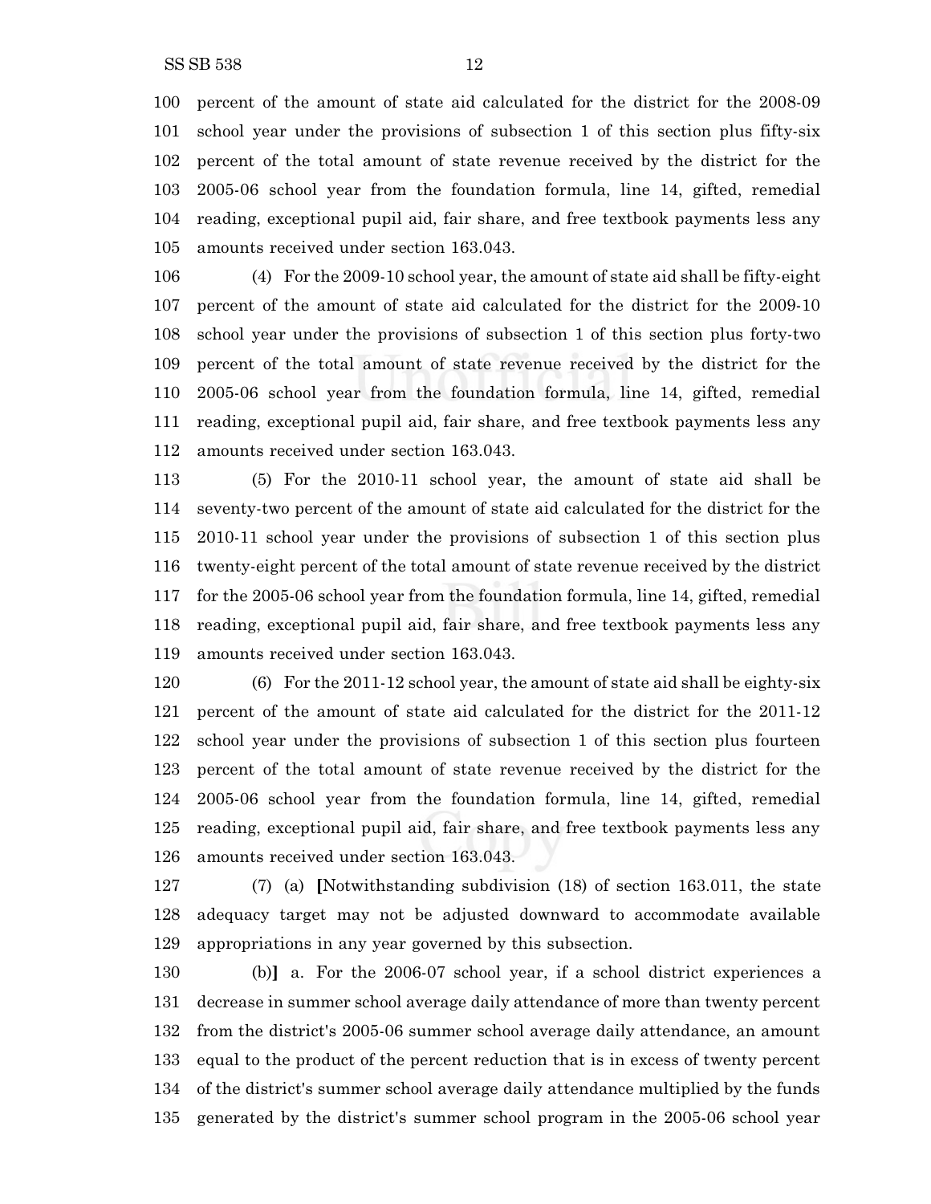100 percent of the amount of state aid calculated for the district for the 2008-09
101 school year under the provisions of subsection 1 of this section plus fifty-six
102 percent of the total amount of state revenue received by the district for the
103 2005-06 school year from the foundation formula, line 14, gifted, remedial
104 reading, exceptional pupil aid, fair share, and free textbook payments less any
105 amounts received under section 163.043.

106 (4) For the 2009-10 school year, the amount of state aid shall be fifty-eight
107 percent of the amount of state aid calculated for the district for the 2009-10
108 school year under the provisions of subsection 1 of this section plus forty-two
109 percent of the total amount of state revenue received by the district for the
110 2005-06 school year from the foundation formula, line 14, gifted, remedial
111 reading, exceptional pupil aid, fair share, and free textbook payments less any
112 amounts received under section 163.043.

113 (5) For the 2010-11 school year, the amount of state aid shall be
114 seventy-two percent of the amount of state aid calculated for the district for the
115 2010-11 school year under the provisions of subsection 1 of this section plus
116 twenty-eight percent of the total amount of state revenue received by the district
117 for the 2005-06 school year from the foundation formula, line 14, gifted, remedial
118 reading, exceptional pupil aid, fair share, and free textbook payments less any
119 amounts received under section 163.043.

120 (6) For the 2011-12 school year, the amount of state aid shall be eighty-six
121 percent of the amount of state aid calculated for the district for the 2011-12
122 school year under the provisions of subsection 1 of this section plus fourteen
123 percent of the total amount of state revenue received by the district for the
124 2005-06 school year from the foundation formula, line 14, gifted, remedial
125 reading, exceptional pupil aid, fair share, and free textbook payments less any
126 amounts received under section 163.043.

127 (7) (a) **[**Notwithstanding subdivision (18) of section 163.011, the state
128 adequacy target may not be adjusted downward to accommodate available
129 appropriations in any year governed by this subsection.

130 (b)**]** a. For the 2006-07 school year, if a school district experiences a
131 decrease in summer school average daily attendance of more than twenty percent
132 from the district's 2005-06 summer school average daily attendance, an amount
133 equal to the product of the percent reduction that is in excess of twenty percent
134 of the district's summer school average daily attendance multiplied by the funds
135 generated by the district's summer school program in the 2005-06 school year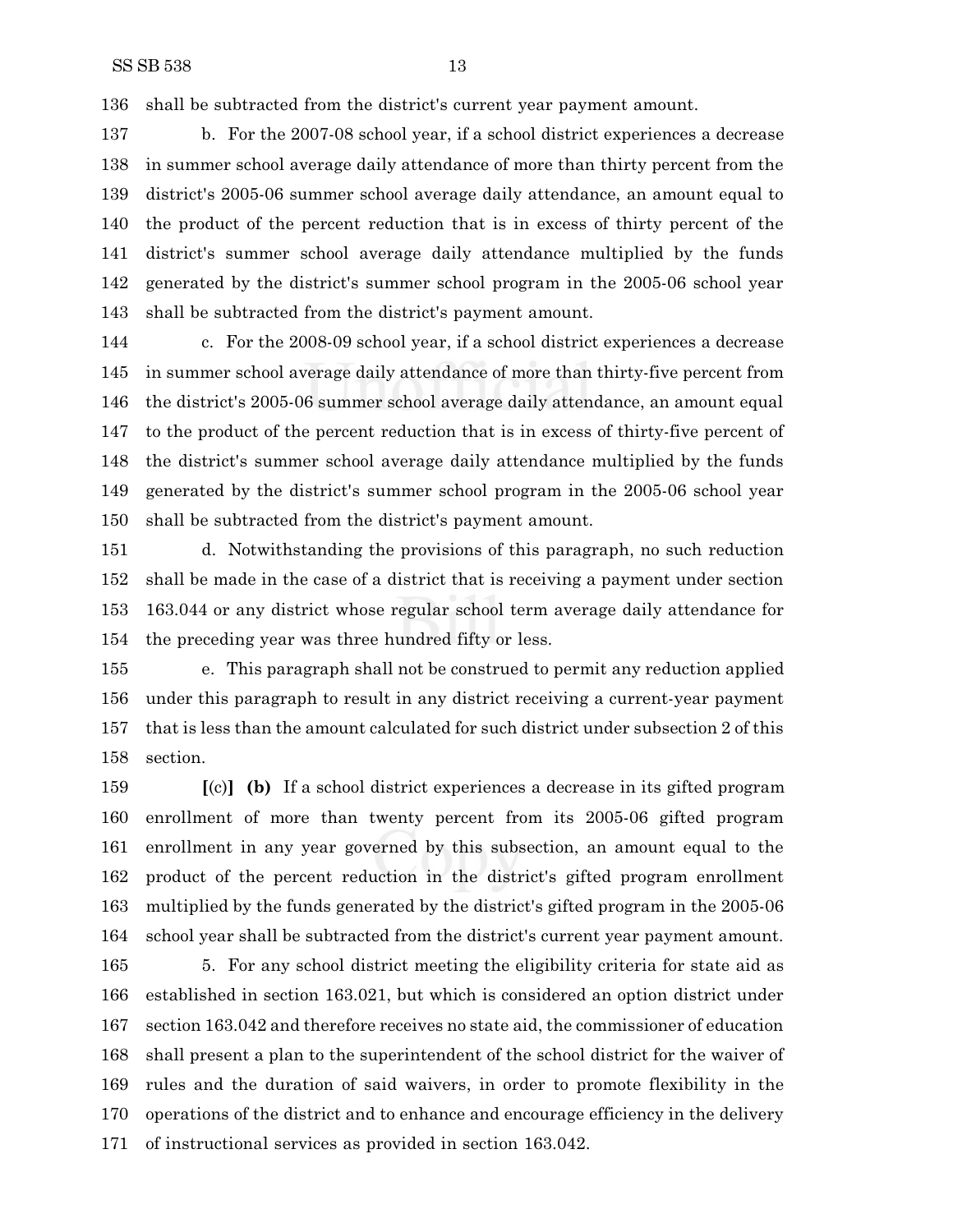136 shall be subtracted from the district's current year payment amount.

137 b. For the 2007-08 school year, if a school district experiences a decrease
138 in summer school average daily attendance of more than thirty percent from the
139 district's 2005-06 summer school average daily attendance, an amount equal to
140 the product of the percent reduction that is in excess of thirty percent of the
141 district's summer school average daily attendance multiplied by the funds
142 generated by the district's summer school program in the 2005-06 school year
143 shall be subtracted from the district's payment amount.

144 c. For the 2008-09 school year, if a school district experiences a decrease
145 in summer school average daily attendance of more than thirty-five percent from
146 the district's 2005-06 summer school average daily attendance, an amount equal
147 to the product of the percent reduction that is in excess of thirty-five percent of
148 the district's summer school average daily attendance multiplied by the funds
149 generated by the district's summer school program in the 2005-06 school year
150 shall be subtracted from the district's payment amount.

151 d. Notwithstanding the provisions of this paragraph, no such reduction
152 shall be made in the case of a district that is receiving a payment under section
153 163.044 or any district whose regular school term average daily attendance for
154 the preceding year was three hundred fifty or less.

155 e. This paragraph shall not be construed to permit any reduction applied
156 under this paragraph to result in any district receiving a current-year payment
157 that is less than the amount calculated for such district under subsection 2 of this
158 section.

159 **[**(c)**]** **(b)** If a school district experiences a decrease in its gifted program
160 enrollment of more than twenty percent from its 2005-06 gifted program
161 enrollment in any year governed by this subsection, an amount equal to the
162 product of the percent reduction in the district's gifted program enrollment
163 multiplied by the funds generated by the district's gifted program in the 2005-06
164 school year shall be subtracted from the district's current year payment amount.

165 5. For any school district meeting the eligibility criteria for state aid as
166 established in section 163.021, but which is considered an option district under
167 section 163.042 and therefore receives no state aid, the commissioner of education
168 shall present a plan to the superintendent of the school district for the waiver of
169 rules and the duration of said waivers, in order to promote flexibility in the
170 operations of the district and to enhance and encourage efficiency in the delivery
171 of instructional services as provided in section 163.042.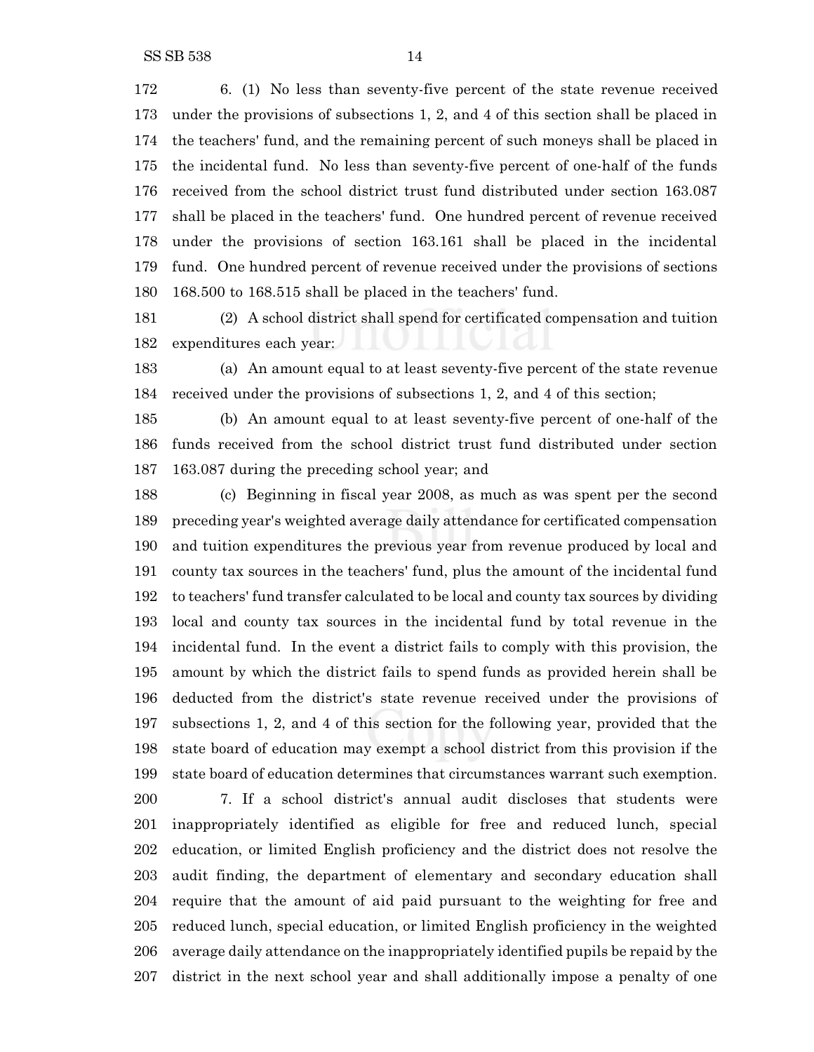6. (1) No less than seventy-five percent of the state revenue received under the provisions of subsections 1, 2, and 4 of this section shall be placed in the teachers' fund, and the remaining percent of such moneys shall be placed in the incidental fund. No less than seventy-five percent of one-half of the funds received from the school district trust fund distributed under section 163.087 shall be placed in the teachers' fund. One hundred percent of revenue received under the provisions of section 163.161 shall be placed in the incidental fund. One hundred percent of revenue received under the provisions of sections 168.500 to 168.515 shall be placed in the teachers' fund.

(2) A school district shall spend for certificated compensation and tuition expenditures each year:

(a) An amount equal to at least seventy-five percent of the state revenue received under the provisions of subsections 1, 2, and 4 of this section;

(b) An amount equal to at least seventy-five percent of one-half of the funds received from the school district trust fund distributed under section 163.087 during the preceding school year; and

(c) Beginning in fiscal year 2008, as much as was spent per the second preceding year's weighted average daily attendance for certificated compensation and tuition expenditures the previous year from revenue produced by local and county tax sources in the teachers' fund, plus the amount of the incidental fund to teachers' fund transfer calculated to be local and county tax sources by dividing local and county tax sources in the incidental fund by total revenue in the incidental fund. In the event a district fails to comply with this provision, the amount by which the district fails to spend funds as provided herein shall be deducted from the district's state revenue received under the provisions of subsections 1, 2, and 4 of this section for the following year, provided that the state board of education may exempt a school district from this provision if the state board of education determines that circumstances warrant such exemption.

7. If a school district's annual audit discloses that students were inappropriately identified as eligible for free and reduced lunch, special education, or limited English proficiency and the district does not resolve the audit finding, the department of elementary and secondary education shall require that the amount of aid paid pursuant to the weighting for free and reduced lunch, special education, or limited English proficiency in the weighted average daily attendance on the inappropriately identified pupils be repaid by the district in the next school year and shall additionally impose a penalty of one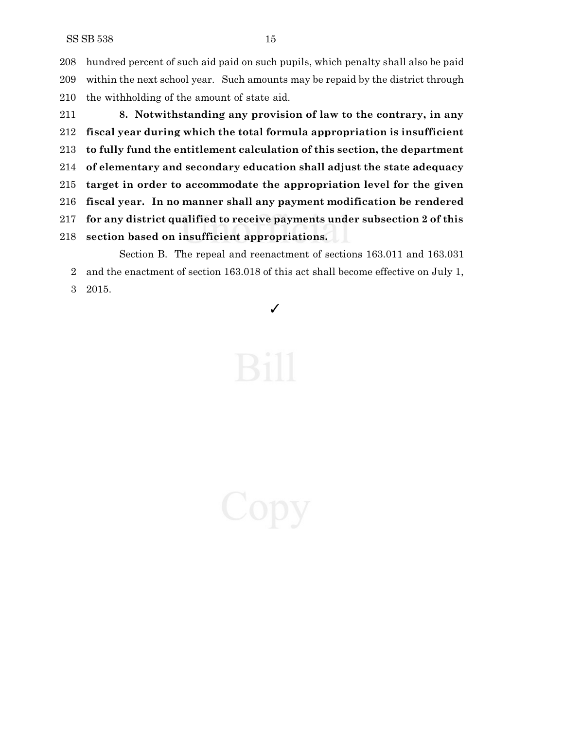hundred percent of such aid paid on such pupils, which penalty shall also be paid within the next school year. Such amounts may be repaid by the district through the withholding of the amount of state aid.

**8. Notwithstanding any provision of law to the contrary, in any fiscal year during which the total formula appropriation is insufficient to fully fund the entitlement calculation of this section, the department of elementary and secondary education shall adjust the state adequacy target in order to accommodate the appropriation level for the given fiscal year. In no manner shall any payment modification be rendered for any district qualified to receive payments under subsection 2 of this section based on insufficient appropriations.**

Section B. The repeal and reenactment of sections 163.011 and 163.031 and the enactment of section 163.018 of this act shall become effective on July 1, 2015.

✓